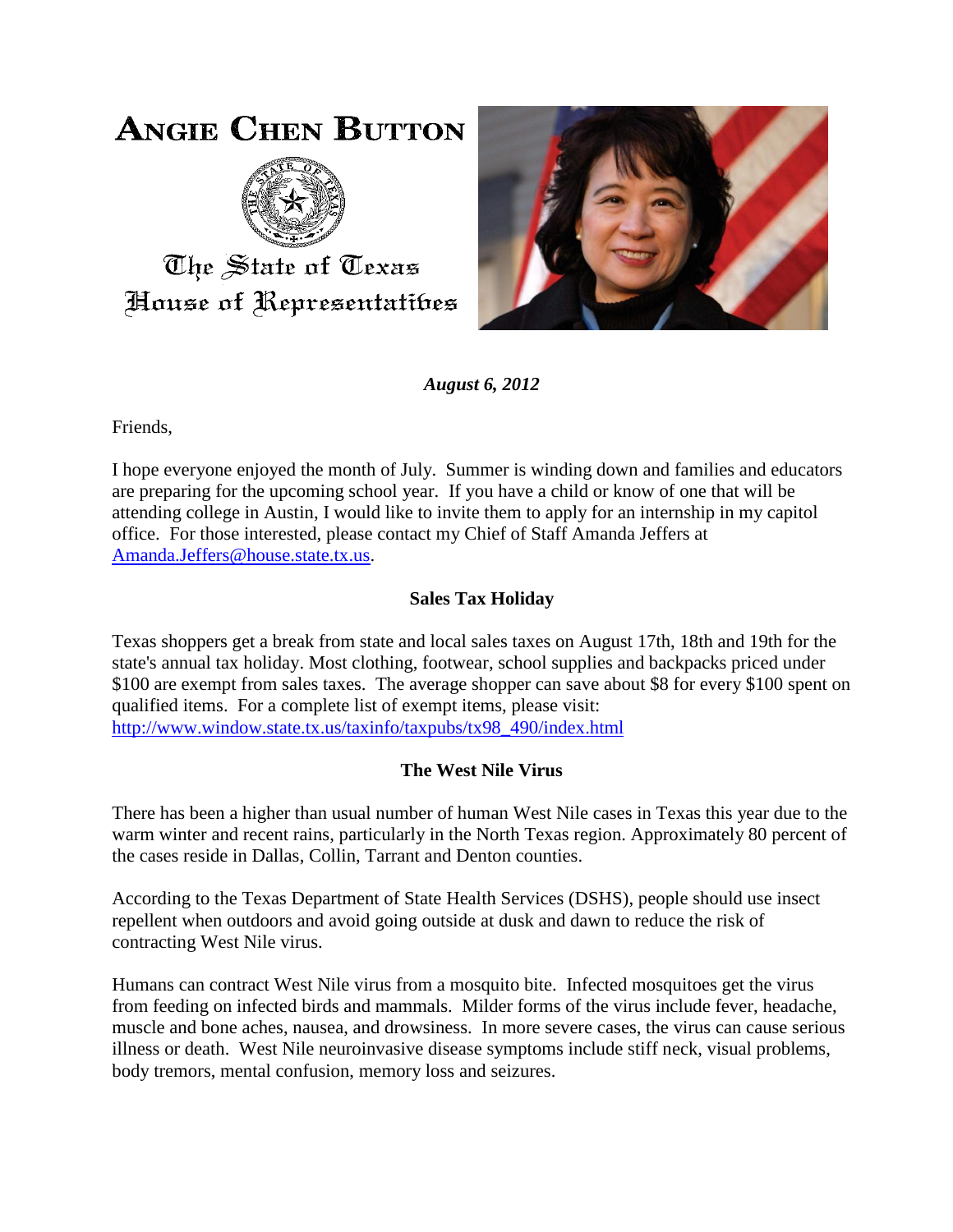# ANGIE CHEN BUTTON

The State of Texas
House of Representatives

***August 6, 2012***

Friends,

I hope everyone enjoyed the month of July. Summer is winding down and families and educators are preparing for the upcoming school year. If you have a child or know of one that will be attending college in Austin, I would like to invite them to apply for an internship in my capitol office. For those interested, please contact my Chief of Staff Amanda Jeffers at Amanda.Jeffers@house.state.tx.us.

## Sales Tax Holiday

Texas shoppers get a break from state and local sales taxes on August 17th, 18th and 19th for the state's annual tax holiday. Most clothing, footwear, school supplies and backpacks priced under $100 are exempt from sales taxes. The average shopper can save about $8 for every $100 spent on qualified items. For a complete list of exempt items, please visit: http://www.window.state.tx.us/taxinfo/taxpubs/tx98_490/index.html

## The West Nile Virus

There has been a higher than usual number of human West Nile cases in Texas this year due to the warm winter and recent rains, particularly in the North Texas region. Approximately 80 percent of the cases reside in Dallas, Collin, Tarrant and Denton counties.

According to the Texas Department of State Health Services (DSHS), people should use insect repellent when outdoors and avoid going outside at dusk and dawn to reduce the risk of contracting West Nile virus.

Humans can contract West Nile virus from a mosquito bite. Infected mosquitoes get the virus from feeding on infected birds and mammals. Milder forms of the virus include fever, headache, muscle and bone aches, nausea, and drowsiness. In more severe cases, the virus can cause serious illness or death. West Nile neuroinvasive disease symptoms include stiff neck, visual problems, body tremors, mental confusion, memory loss and seizures.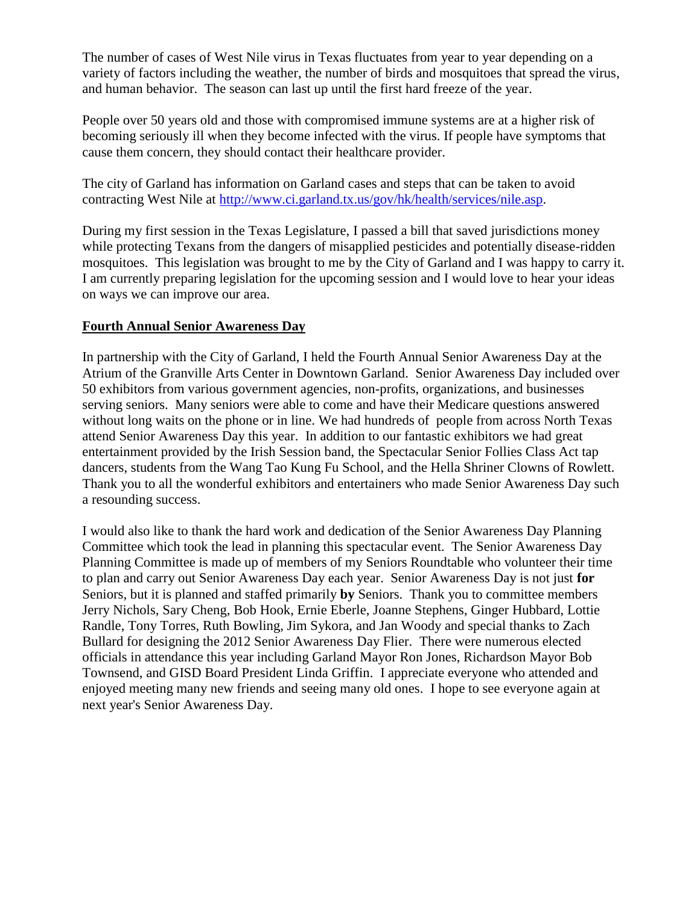The number of cases of West Nile virus in Texas fluctuates from year to year depending on a variety of factors including the weather, the number of birds and mosquitoes that spread the virus, and human behavior. The season can last up until the first hard freeze of the year.

People over 50 years old and those with compromised immune systems are at a higher risk of becoming seriously ill when they become infected with the virus. If people have symptoms that cause them concern, they should contact their healthcare provider.

The city of Garland has information on Garland cases and steps that can be taken to avoid contracting West Nile at [http://www.ci.garland.tx.us/gov/hk/health/services/nile.asp](http://www.ci.garland.tx.us/gov/hk/health/services/nile.asp).

During my first session in the Texas Legislature, I passed a bill that saved jurisdictions money while protecting Texans from the dangers of misapplied pesticides and potentially disease-ridden mosquitoes. This legislation was brought to me by the City of Garland and I was happy to carry it. I am currently preparing legislation for the upcoming session and I would love to hear your ideas on ways we can improve our area.

## Fourth Annual Senior Awareness Day

In partnership with the City of Garland, I held the Fourth Annual Senior Awareness Day at the Atrium of the Granville Arts Center in Downtown Garland. Senior Awareness Day included over 50 exhibitors from various government agencies, non-profits, organizations, and businesses serving seniors. Many seniors were able to come and have their Medicare questions answered without long waits on the phone or in line. We had hundreds of people from across North Texas attend Senior Awareness Day this year. In addition to our fantastic exhibitors we had great entertainment provided by the Irish Session band, the Spectacular Senior Follies Class Act tap dancers, students from the Wang Tao Kung Fu School, and the Hella Shriner Clowns of Rowlett. Thank you to all the wonderful exhibitors and entertainers who made Senior Awareness Day such a resounding success.

I would also like to thank the hard work and dedication of the Senior Awareness Day Planning Committee which took the lead in planning this spectacular event. The Senior Awareness Day Planning Committee is made up of members of my Seniors Roundtable who volunteer their time to plan and carry out Senior Awareness Day each year. Senior Awareness Day is not just **for** Seniors, but it is planned and staffed primarily **by** Seniors. Thank you to committee members Jerry Nichols, Sary Cheng, Bob Hook, Ernie Eberle, Joanne Stephens, Ginger Hubbard, Lottie Randle, Tony Torres, Ruth Bowling, Jim Sykora, and Jan Woody and special thanks to Zach Bullard for designing the 2012 Senior Awareness Day Flier. There were numerous elected officials in attendance this year including Garland Mayor Ron Jones, Richardson Mayor Bob Townsend, and GISD Board President Linda Griffin. I appreciate everyone who attended and enjoyed meeting many new friends and seeing many old ones. I hope to see everyone again at next year's Senior Awareness Day.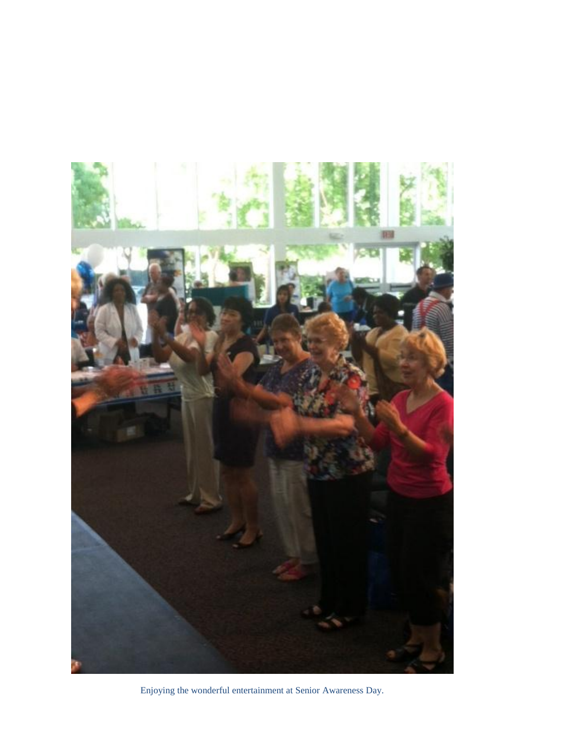Enjoying the wonderful entertainment at Senior Awareness Day.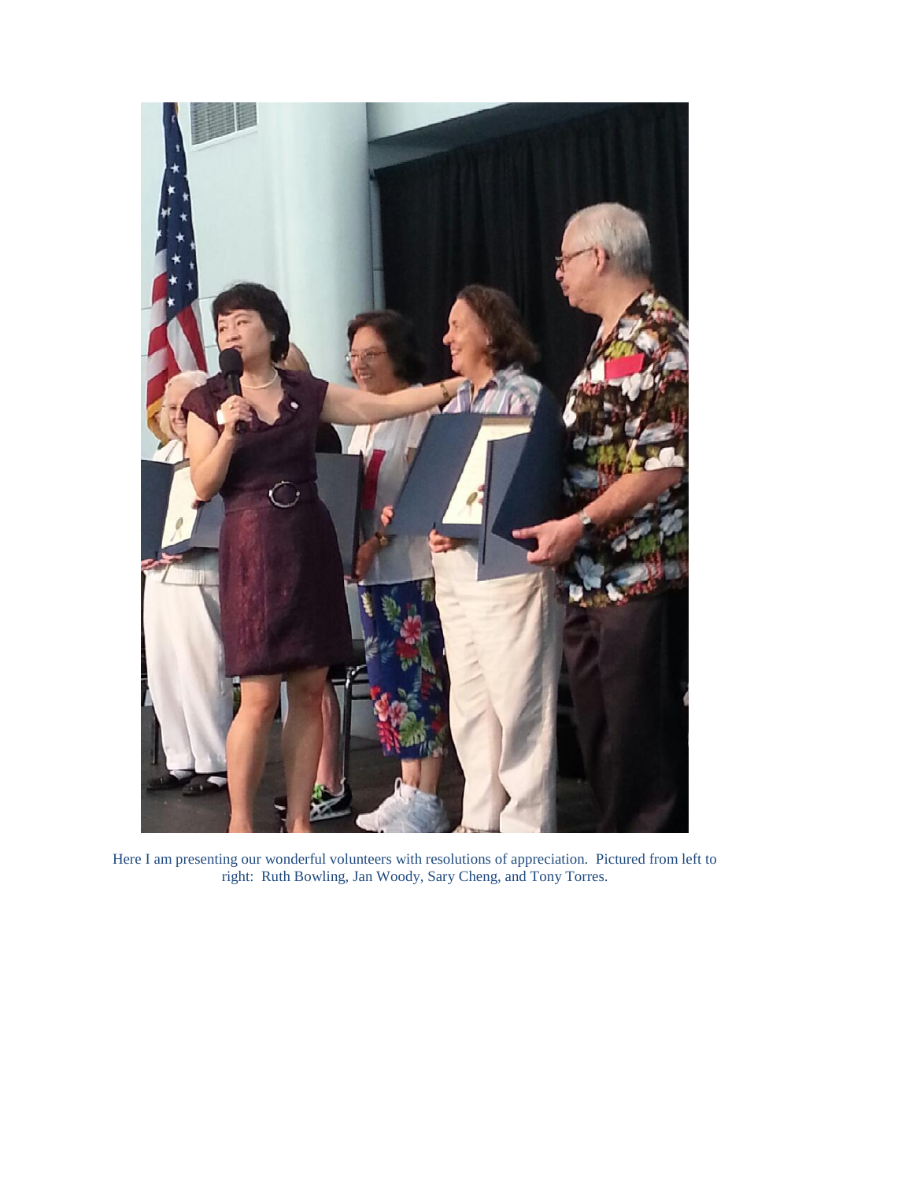Here I am presenting our wonderful volunteers with resolutions of appreciation. Pictured from left to right: Ruth Bowling, Jan Woody, Sary Cheng, and Tony Torres.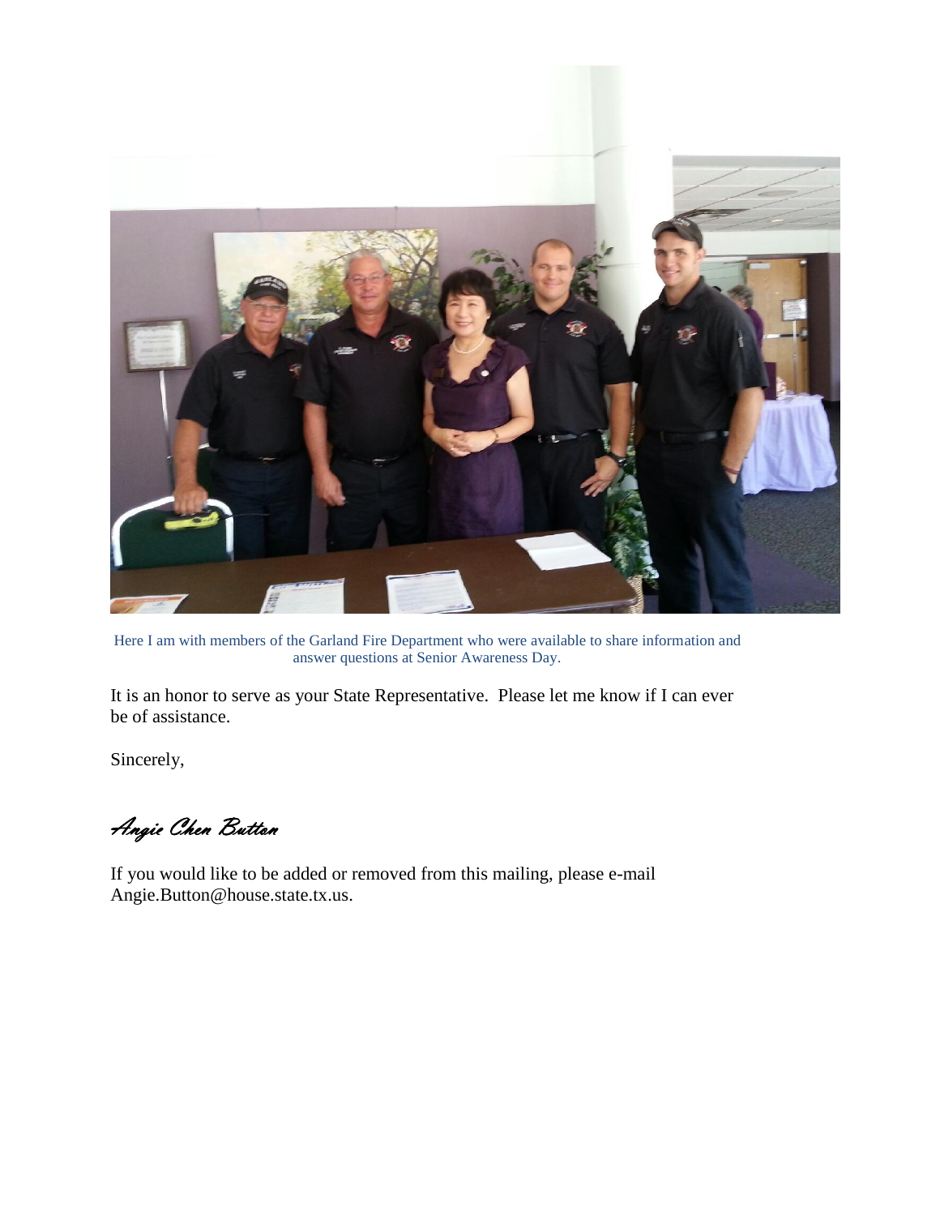Here I am with members of the Garland Fire Department who were available to share information and answer questions at Senior Awareness Day.

It is an honor to serve as your State Representative. Please let me know if I can ever be of assistance.

Sincerely,

*Angie Chen Button*

If you would like to be added or removed from this mailing, please e-mail Angie.Button@house.state.tx.us.